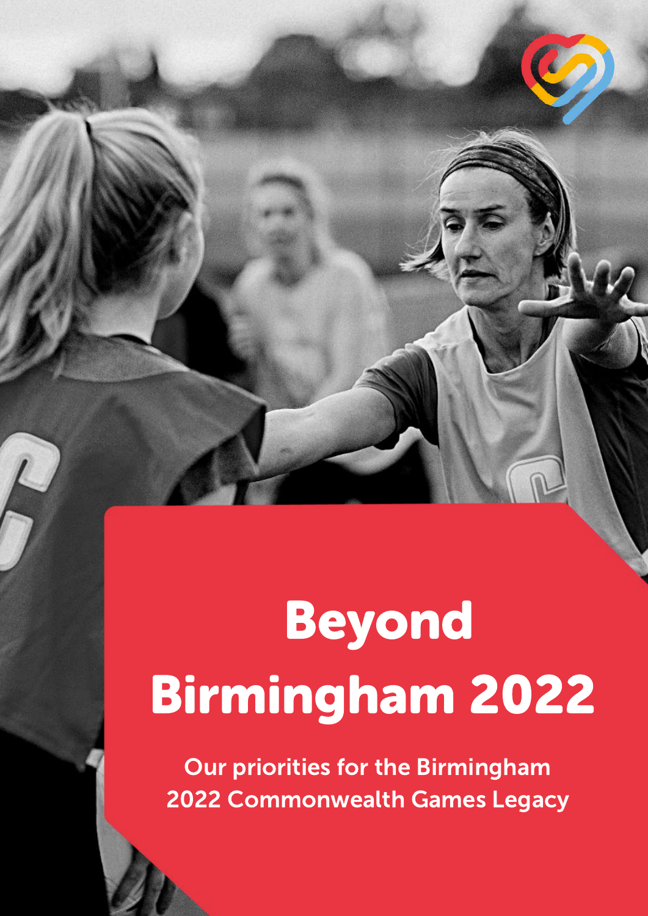# Beyond Birmingham 2022

Our priorities for the Birmingham 2022 Commonwealth Games Legacy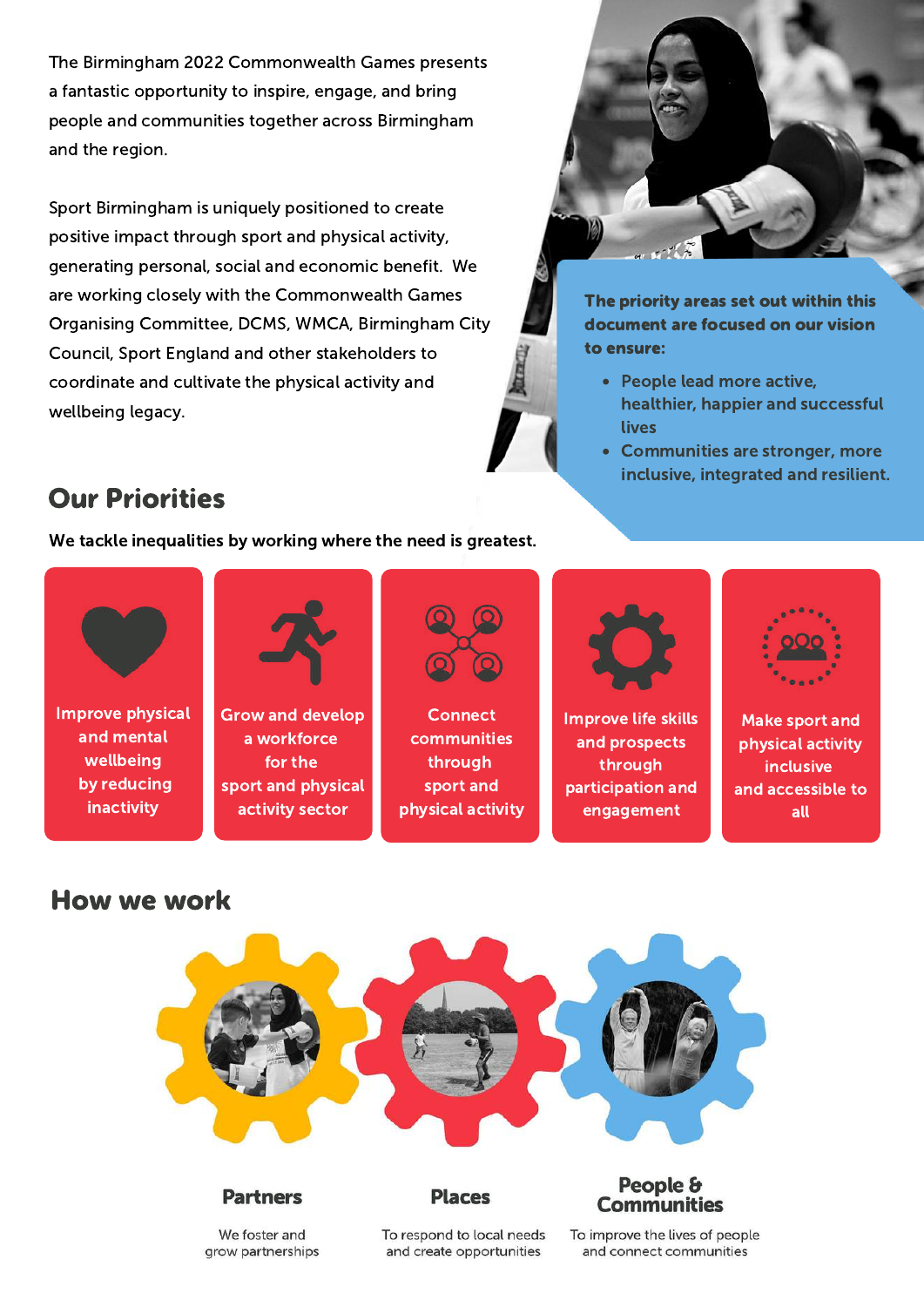The Birmingham 2022 Commonwealth Games presents a fantastic opportunity to inspire, engage, and bring people and communities together across Birmingham and the region.

Sport Birmingham is uniquely positioned to create positive impact through sport and physical activity, generating personal, social and economic benefit. We are working closely with the Commonwealth Games Organising Committee, DCMS, WMCA, Birmingham City Council, Sport England and other stakeholders to coordinate and cultivate the physical activity and wellbeing legacy.

**The priority areas set out within this document are focused on our vision to ensure:**

- **People lead more active, healthier, happier and successful lives**
- **Communities are stronger, more inclusive, integrated and resilient.**

## Our Priorities

**We tackle inequalities by working where the need is greatest.**

- Improve physical and mental wellbeing by reducing inactivity
- Grow and develop a workforce for the sport and physical activity sector
- Connect communities through sport and physical activity
- Improve life skills and prospects through participation and engagement
- Make sport and physical activity inclusive and accessible to all

## How we work

### Partners

We foster and grow partnerships

### Places

To respond to local needs and create opportunities

### People & Communities

To improve the lives of people and connect communities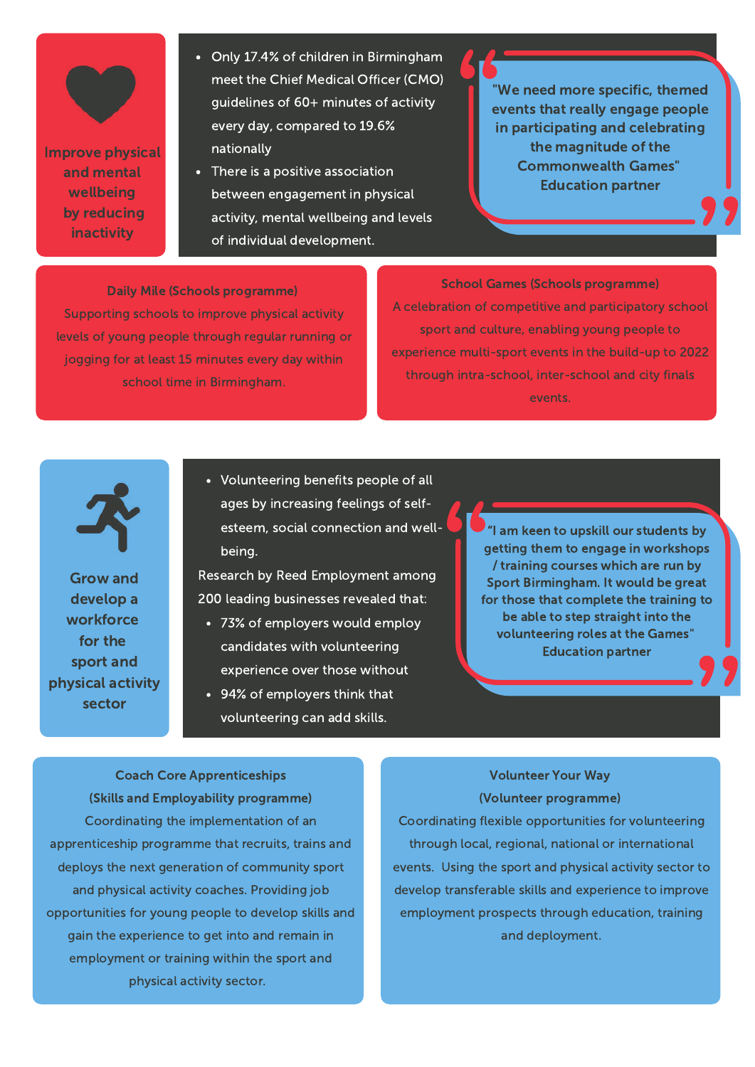## Improve physical and mental wellbeing by reducing inactivity

- Only 17.4% of children in Birmingham meet the Chief Medical Officer (CMO) guidelines of 60+ minutes of activity every day, compared to 19.6% nationally
- There is a positive association between engagement in physical activity, mental wellbeing and levels of individual development.

> "We need more specific, themed events that really engage people in participating and celebrating the magnitude of the Commonwealth Games"
> Education partner

**Daily Mile (Schools programme)**
Supporting schools to improve physical activity levels of young people through regular running or jogging for at least 15 minutes every day within school time in Birmingham.

**School Games (Schools programme)**
A celebration of competitive and participatory school sport and culture, enabling young people to experience multi-sport events in the build-up to 2022 through intra-school, inter-school and city finals events.

## Grow and develop a workforce for the sport and physical activity sector

- Volunteering benefits people of all ages by increasing feelings of self-esteem, social connection and well-being.

Research by Reed Employment among 200 leading businesses revealed that:

- 73% of employers would employ candidates with volunteering experience over those without
- 94% of employers think that volunteering can add skills.

> "I am keen to upskill our students by getting them to engage in workshops / training courses which are run by Sport Birmingham. It would be great for those that complete the training to be able to step straight into the volunteering roles at the Games"
> Education partner

**Coach Core Apprenticeships (Skills and Employability programme)**
Coordinating the implementation of an apprenticeship programme that recruits, trains and deploys the next generation of community sport and physical activity coaches. Providing job opportunities for young people to develop skills and gain the experience to get into and remain in employment or training within the sport and physical activity sector.

**Volunteer Your Way (Volunteer programme)**
Coordinating flexible opportunities for volunteering through local, regional, national or international events. Using the sport and physical activity sector to develop transferable skills and experience to improve employment prospects through education, training and deployment.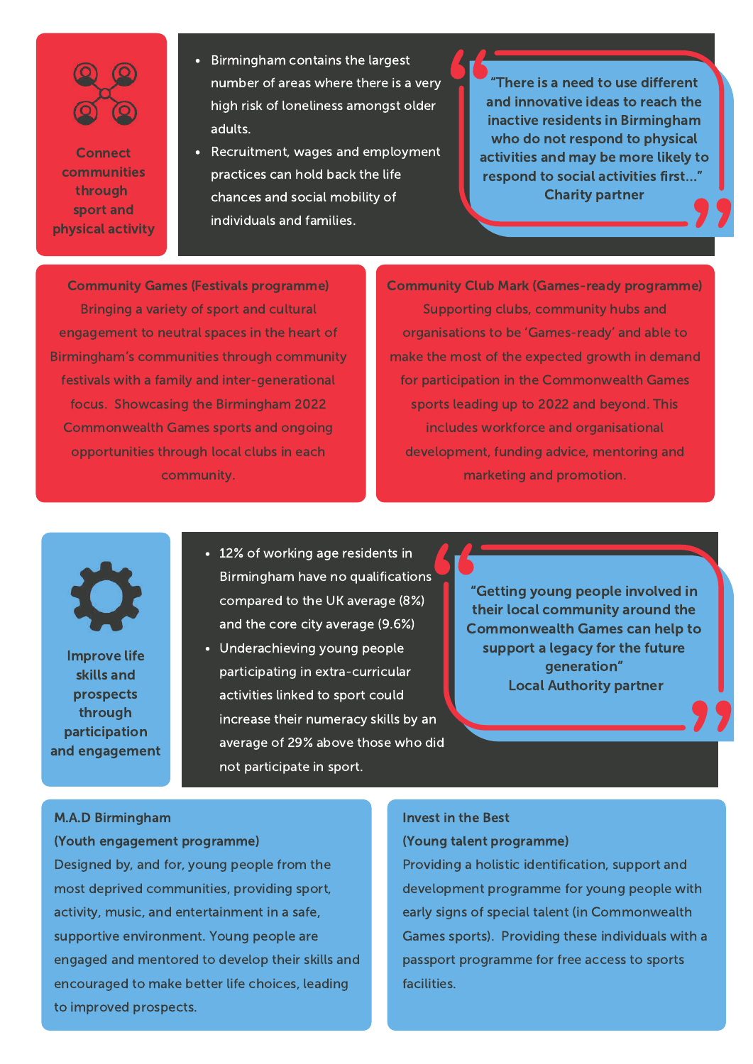## Connect communities through sport and physical activity

- Birmingham contains the largest number of areas where there is a very high risk of loneliness amongst older adults.
- Recruitment, wages and employment practices can hold back the life chances and social mobility of individuals and families.

> **"There is a need to use different and innovative ideas to reach the inactive residents in Birmingham who do not respond to physical activities and may be more likely to respond to social activities first…"**
> **Charity partner**

### Community Games (Festivals programme)

Bringing a variety of sport and cultural engagement to neutral spaces in the heart of Birmingham's communities through community festivals with a family and inter-generational focus. Showcasing the Birmingham 2022 Commonwealth Games sports and ongoing opportunities through local clubs in each community.

### Community Club Mark (Games-ready programme)

Supporting clubs, community hubs and organisations to be 'Games-ready' and able to make the most of the expected growth in demand for participation in the Commonwealth Games sports leading up to 2022 and beyond. This includes workforce and organisational development, funding advice, mentoring and marketing and promotion.

## Improve life skills and prospects through participation and engagement

- 12% of working age residents in Birmingham have no qualifications compared to the UK average (8%) and the core city average (9.6%)
- Underachieving young people participating in extra-curricular activities linked to sport could increase their numeracy skills by an average of 29% above those who did not participate in sport.

> **"Getting young people involved in their local community around the Commonwealth Games can help to support a legacy for the future generation"**
> **Local Authority partner**

### M.A.D Birmingham
### (Youth engagement programme)

Designed by, and for, young people from the most deprived communities, providing sport, activity, music, and entertainment in a safe, supportive environment. Young people are engaged and mentored to develop their skills and encouraged to make better life choices, leading to improved prospects.

### Invest in the Best
### (Young talent programme)

Providing a holistic identification, support and development programme for young people with early signs of special talent (in Commonwealth Games sports). Providing these individuals with a passport programme for free access to sports facilities.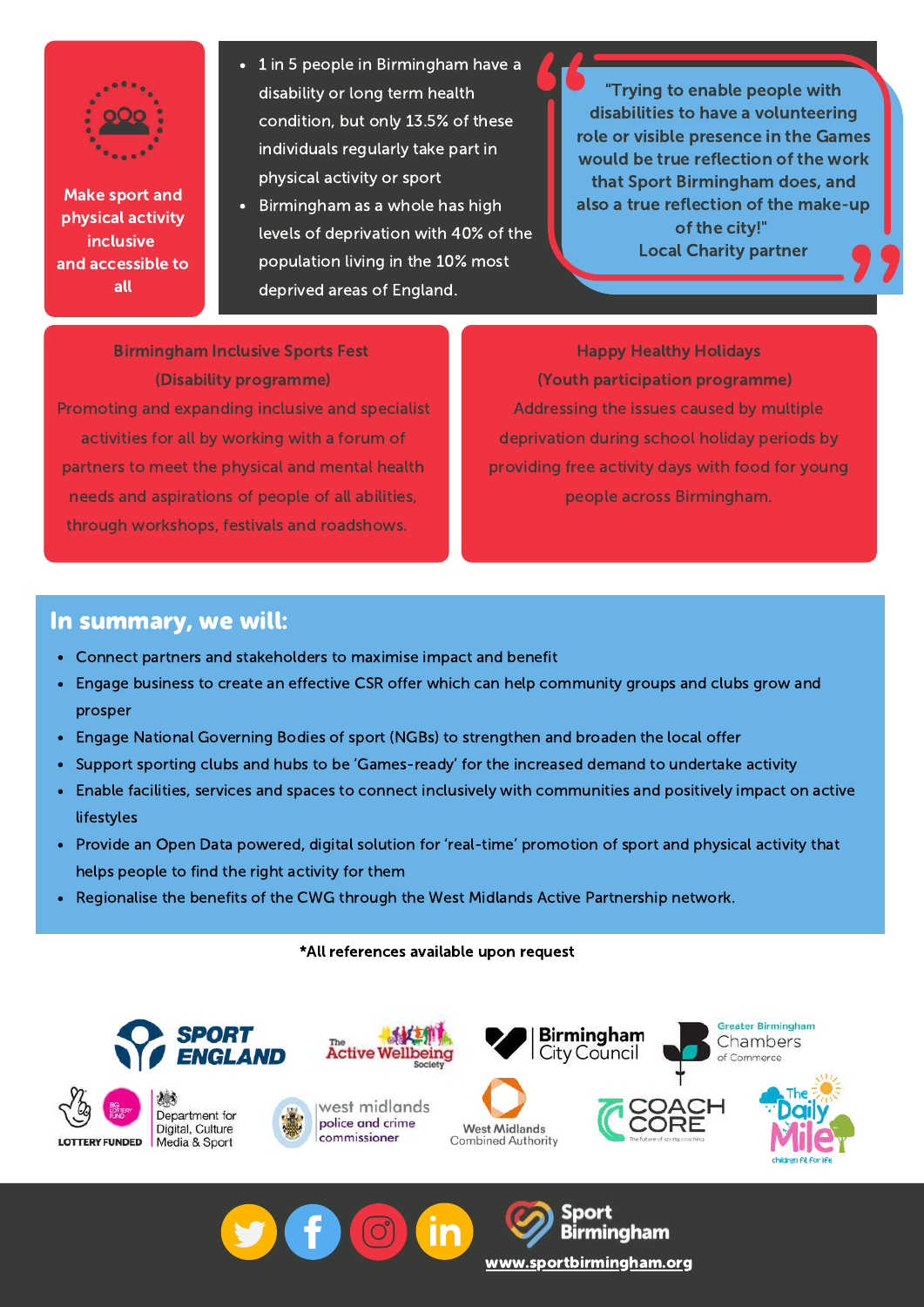**Make sport and physical activity inclusive and accessible to all**

- 1 in 5 people in Birmingham have a disability or long term health condition, but only 13.5% of these individuals regularly take part in physical activity or sport
- Birmingham as a whole has high levels of deprivation with 40% of the population living in the 10% most deprived areas of England.

> "Trying to enable people with disabilities to have a volunteering role or visible presence in the Games would be true reflection of the work that Sport Birmingham does, and also a true reflection of the make-up of the city!"
>
> Local Charity partner

**Birmingham Inclusive Sports Fest (Disability programme)**

Promoting and expanding inclusive and specialist activities for all by working with a forum of partners to meet the physical and mental health needs and aspirations of people of all abilities, through workshops, festivals and roadshows.

**Happy Healthy Holidays (Youth participation programme)**

Addressing the issues caused by multiple deprivation during school holiday periods by providing free activity days with food for young people across Birmingham.

## In summary, we will:

- Connect partners and stakeholders to maximise impact and benefit
- Engage business to create an effective CSR offer which can help community groups and clubs grow and prosper
- Engage National Governing Bodies of sport (NGBs) to strengthen and broaden the local offer
- Support sporting clubs and hubs to be 'Games-ready' for the increased demand to undertake activity
- Enable facilities, services and spaces to connect inclusively with communities and positively impact on active lifestyles
- Provide an Open Data powered, digital solution for 'real-time' promotion of sport and physical activity that helps people to find the right activity for them
- Regionalise the benefits of the CWG through the West Midlands Active Partnership network.

**\*All references available upon request**

Sport England | The Active Wellbeing Society | Birmingham City Council | Greater Birmingham Chambers of Commerce | Lottery Funded | Department for Digital, Culture Media & Sport | west midlands police and crime commissioner | West Midlands Combined Authority | Coach Core | The Daily Mile

Sport Birmingham

www.sportbirmingham.org